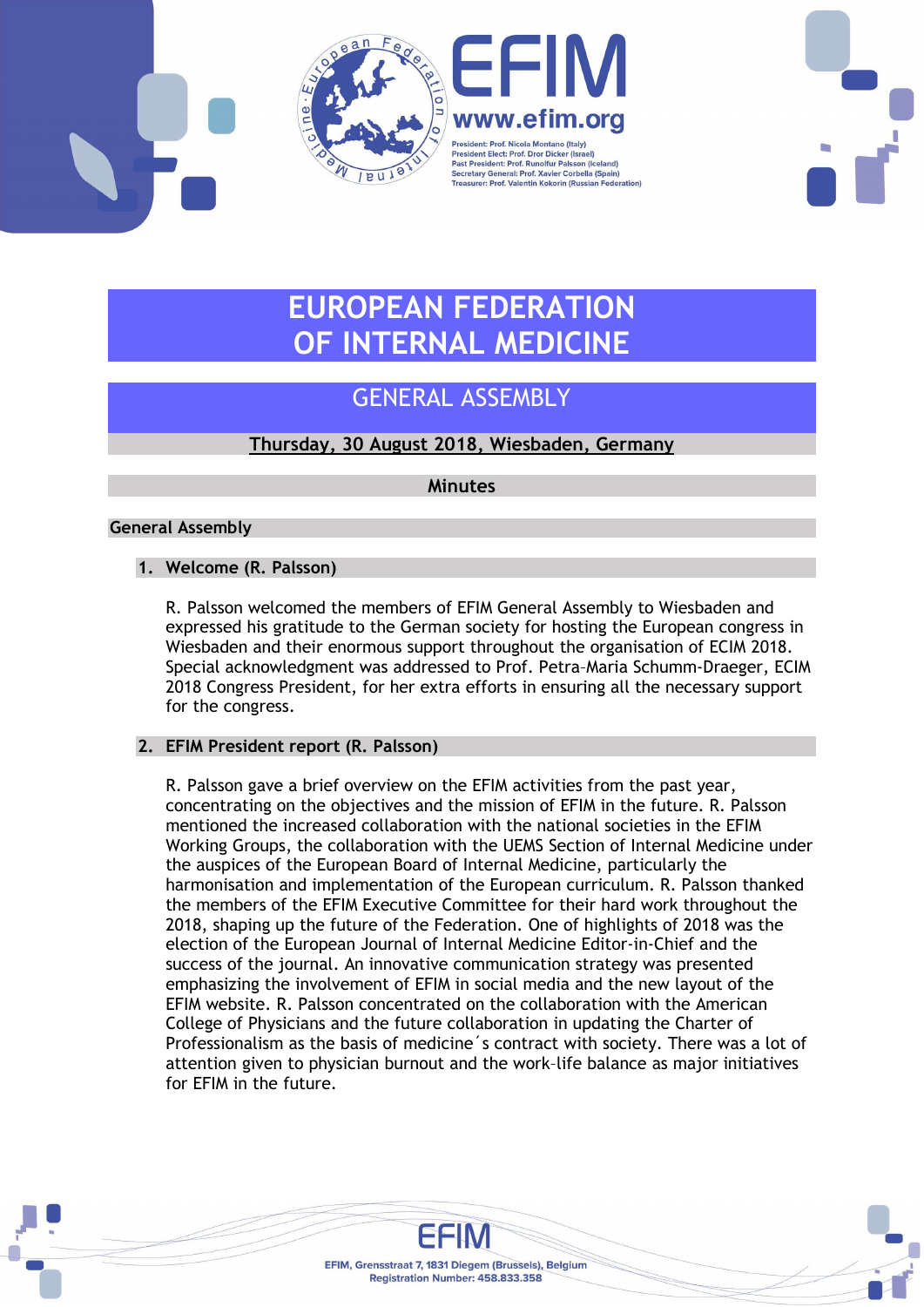**EFIM**
**www.efim.org**

President: Prof. Nicola Montano (Italy)
President Elect: Prof. Dror Dicker (Israel)
Past President: Prof. Runolfur Palsson (Iceland)
Secretary General: Prof. Xavier Corbella (Spain)
Treasurer: Prof. Valentin Kokorin (Russian Federation)

# EUROPEAN FEDERATION OF INTERNAL MEDICINE

## GENERAL ASSEMBLY

**Thursday, 30 August 2018, Wiesbaden, Germany**

**Minutes**

### General Assembly

#### 1. Welcome (R. Palsson)

R. Palsson welcomed the members of EFIM General Assembly to Wiesbaden and expressed his gratitude to the German society for hosting the European congress in Wiesbaden and their enormous support throughout the organisation of ECIM 2018. Special acknowledgment was addressed to Prof. Petra-Maria Schumm-Draeger, ECIM 2018 Congress President, for her extra efforts in ensuring all the necessary support for the congress.

#### 2. EFIM President report (R. Palsson)

R. Palsson gave a brief overview on the EFIM activities from the past year, concentrating on the objectives and the mission of EFIM in the future. R. Palsson mentioned the increased collaboration with the national societies in the EFIM Working Groups, the collaboration with the UEMS Section of Internal Medicine under the auspices of the European Board of Internal Medicine, particularly the harmonisation and implementation of the European curriculum. R. Palsson thanked the members of the EFIM Executive Committee for their hard work throughout the 2018, shaping up the future of the Federation. One of highlights of 2018 was the election of the European Journal of Internal Medicine Editor-in-Chief and the success of the journal. An innovative communication strategy was presented emphasizing the involvement of EFIM in social media and the new layout of the EFIM website. R. Palsson concentrated on the collaboration with the American College of Physicians and the future collaboration in updating the Charter of Professionalism as the basis of medicine´s contract with society. There was a lot of attention given to physician burnout and the work-life balance as major initiatives for EFIM in the future.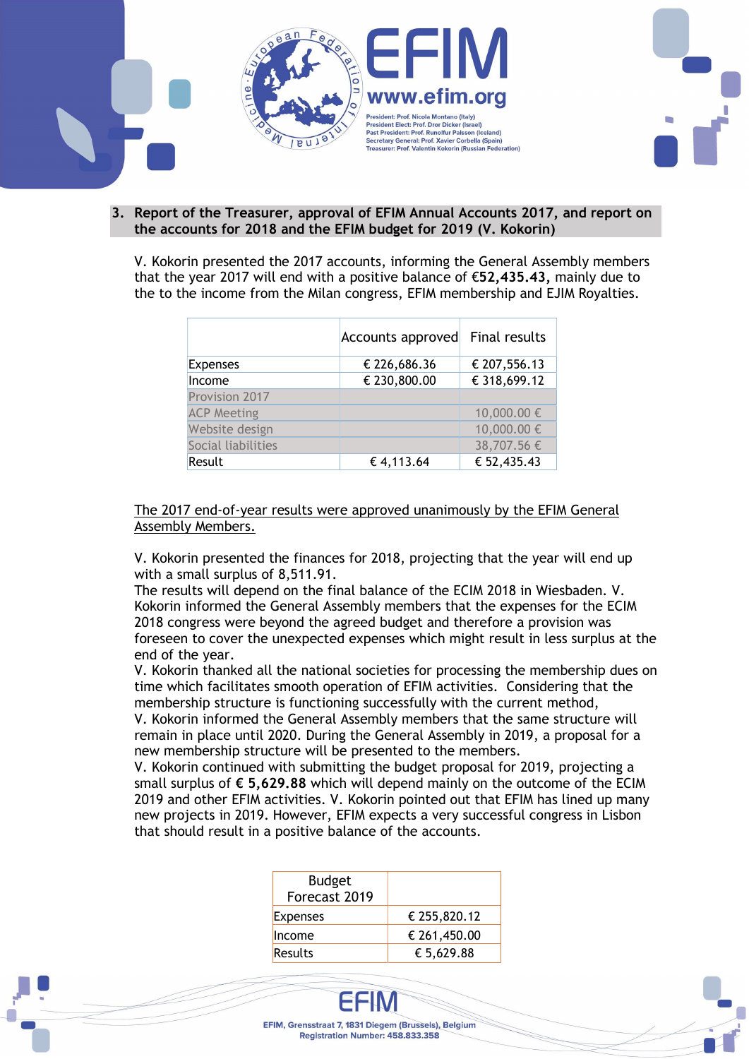## 3. Report of the Treasurer, approval of EFIM Annual Accounts 2017, and report on the accounts for 2018 and the EFIM budget for 2019 (V. Kokorin)

V. Kokorin presented the 2017 accounts, informing the General Assembly members that the year 2017 will end with a positive balance of **€52,435.43,** mainly due to the to the income from the Milan congress, EFIM membership and EJIM Royalties.

| | Accounts approved | Final results |
|---|---|---|
| Expenses | € 226,686.36 | € 207,556.13 |
| Income | € 230,800.00 | € 318,699.12 |
| Provision 2017 | | |
| ACP Meeting | | 10,000.00 € |
| Website design | | 10,000.00 € |
| Social liabilities | | 38,707.56 € |
| Result | € 4,113.64 | € 52,435.43 |

<u>The 2017 end-of-year results were approved unanimously by the EFIM General Assembly Members.</u>

V. Kokorin presented the finances for 2018, projecting that the year will end up with a small surplus of 8,511.91.
The results will depend on the final balance of the ECIM 2018 in Wiesbaden. V. Kokorin informed the General Assembly members that the expenses for the ECIM 2018 congress were beyond the agreed budget and therefore a provision was foreseen to cover the unexpected expenses which might result in less surplus at the end of the year.
V. Kokorin thanked all the national societies for processing the membership dues on time which facilitates smooth operation of EFIM activities. Considering that the membership structure is functioning successfully with the current method,
V. Kokorin informed the General Assembly members that the same structure will remain in place until 2020. During the General Assembly in 2019, a proposal for a new membership structure will be presented to the members.
V. Kokorin continued with submitting the budget proposal for 2019, projecting a small surplus of **€ 5,629.88** which will depend mainly on the outcome of the ECIM 2019 and other EFIM activities. V. Kokorin pointed out that EFIM has lined up many new projects in 2019. However, EFIM expects a very successful congress in Lisbon that should result in a positive balance of the accounts.

| Budget Forecast 2019 | |
|---|---|
| Expenses | € 255,820.12 |
| Income | € 261,450.00 |
| Results | € 5,629.88 |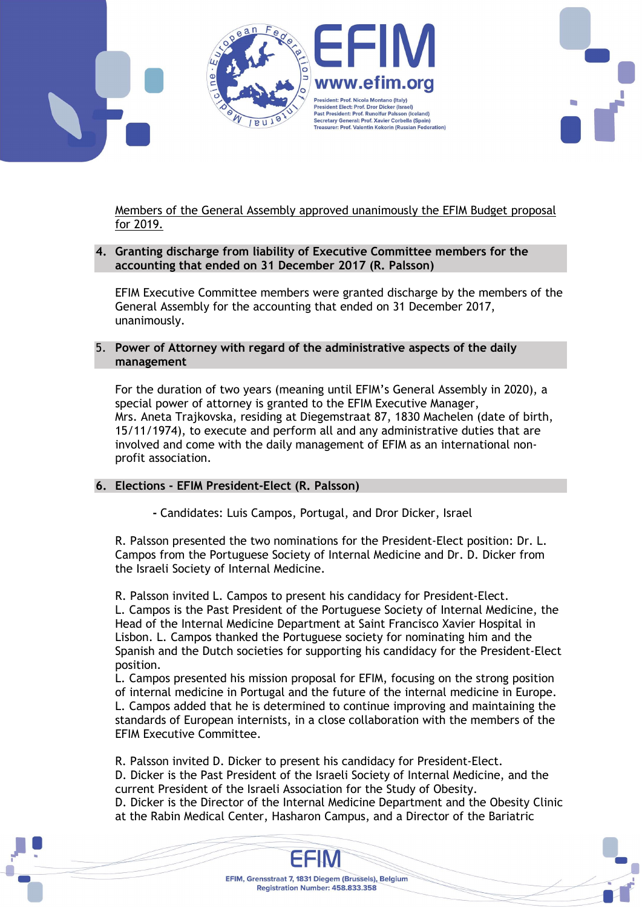Members of the General Assembly approved unanimously the EFIM Budget proposal for 2019.

## 4. Granting discharge from liability of Executive Committee members for the accounting that ended on 31 December 2017 (R. Palsson)

EFIM Executive Committee members were granted discharge by the members of the General Assembly for the accounting that ended on 31 December 2017, unanimously.

## 5. Power of Attorney with regard of the administrative aspects of the daily management

For the duration of two years (meaning until EFIM's General Assembly in 2020), a special power of attorney is granted to the EFIM Executive Manager, Mrs. Aneta Trajkovska, residing at Diegemstraat 87, 1830 Machelen (date of birth, 15/11/1974), to execute and perform all and any administrative duties that are involved and come with the daily management of EFIM as an international non-profit association.

## 6. Elections - EFIM President-Elect (R. Palsson)

- Candidates: Luis Campos, Portugal, and Dror Dicker, Israel

R. Palsson presented the two nominations for the President-Elect position: Dr. L. Campos from the Portuguese Society of Internal Medicine and Dr. D. Dicker from the Israeli Society of Internal Medicine.

R. Palsson invited L. Campos to present his candidacy for President-Elect.
L. Campos is the Past President of the Portuguese Society of Internal Medicine, the Head of the Internal Medicine Department at Saint Francisco Xavier Hospital in Lisbon. L. Campos thanked the Portuguese society for nominating him and the Spanish and the Dutch societies for supporting his candidacy for the President-Elect position.
L. Campos presented his mission proposal for EFIM, focusing on the strong position of internal medicine in Portugal and the future of the internal medicine in Europe.
L. Campos added that he is determined to continue improving and maintaining the standards of European internists, in a close collaboration with the members of the EFIM Executive Committee.

R. Palsson invited D. Dicker to present his candidacy for President-Elect.
D. Dicker is the Past President of the Israeli Society of Internal Medicine, and the current President of the Israeli Association for the Study of Obesity.
D. Dicker is the Director of the Internal Medicine Department and the Obesity Clinic at the Rabin Medical Center, Hasharon Campus, and a Director of the Bariatric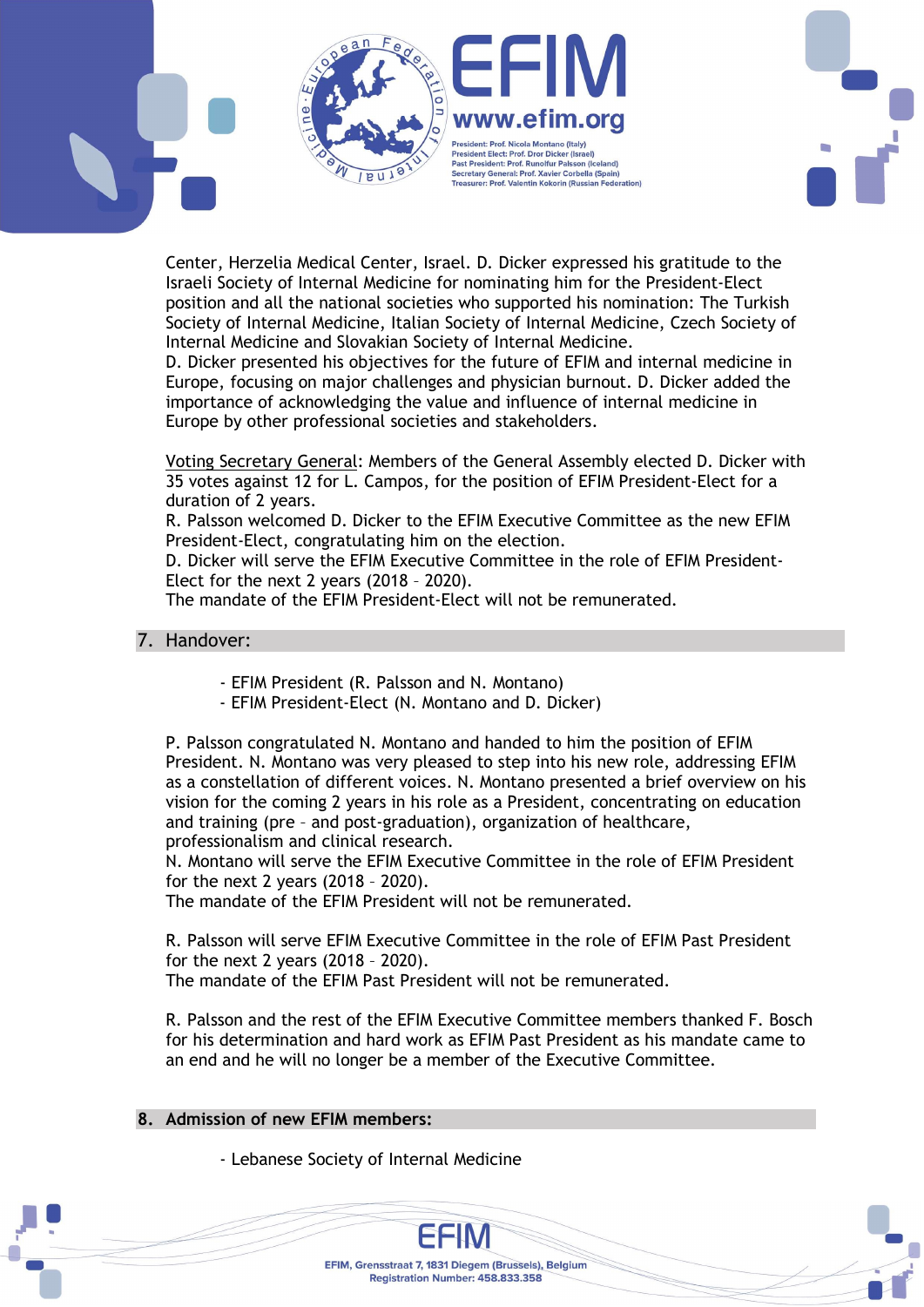Center, Herzelia Medical Center, Israel. D. Dicker expressed his gratitude to the Israeli Society of Internal Medicine for nominating him for the President-Elect position and all the national societies who supported his nomination: The Turkish Society of Internal Medicine, Italian Society of Internal Medicine, Czech Society of Internal Medicine and Slovakian Society of Internal Medicine.
D. Dicker presented his objectives for the future of EFIM and internal medicine in Europe, focusing on major challenges and physician burnout. D. Dicker added the importance of acknowledging the value and influence of internal medicine in Europe by other professional societies and stakeholders.

Voting Secretary General: Members of the General Assembly elected D. Dicker with 35 votes against 12 for L. Campos, for the position of EFIM President-Elect for a duration of 2 years.
R. Palsson welcomed D. Dicker to the EFIM Executive Committee as the new EFIM President-Elect, congratulating him on the election.
D. Dicker will serve the EFIM Executive Committee in the role of EFIM President-Elect for the next 2 years (2018 – 2020).
The mandate of the EFIM President-Elect will not be remunerated.

## 7. Handover:

- EFIM President (R. Palsson and N. Montano)
- EFIM President-Elect (N. Montano and D. Dicker)

P. Palsson congratulated N. Montano and handed to him the position of EFIM President. N. Montano was very pleased to step into his new role, addressing EFIM as a constellation of different voices. N. Montano presented a brief overview on his vision for the coming 2 years in his role as a President, concentrating on education and training (pre – and post-graduation), organization of healthcare, professionalism and clinical research.
N. Montano will serve the EFIM Executive Committee in the role of EFIM President for the next 2 years (2018 – 2020).
The mandate of the EFIM President will not be remunerated.

R. Palsson will serve EFIM Executive Committee in the role of EFIM Past President for the next 2 years (2018 – 2020).
The mandate of the EFIM Past President will not be remunerated.

R. Palsson and the rest of the EFIM Executive Committee members thanked F. Bosch for his determination and hard work as EFIM Past President as his mandate came to an end and he will no longer be a member of the Executive Committee.

## 8. Admission of new EFIM members:

- Lebanese Society of Internal Medicine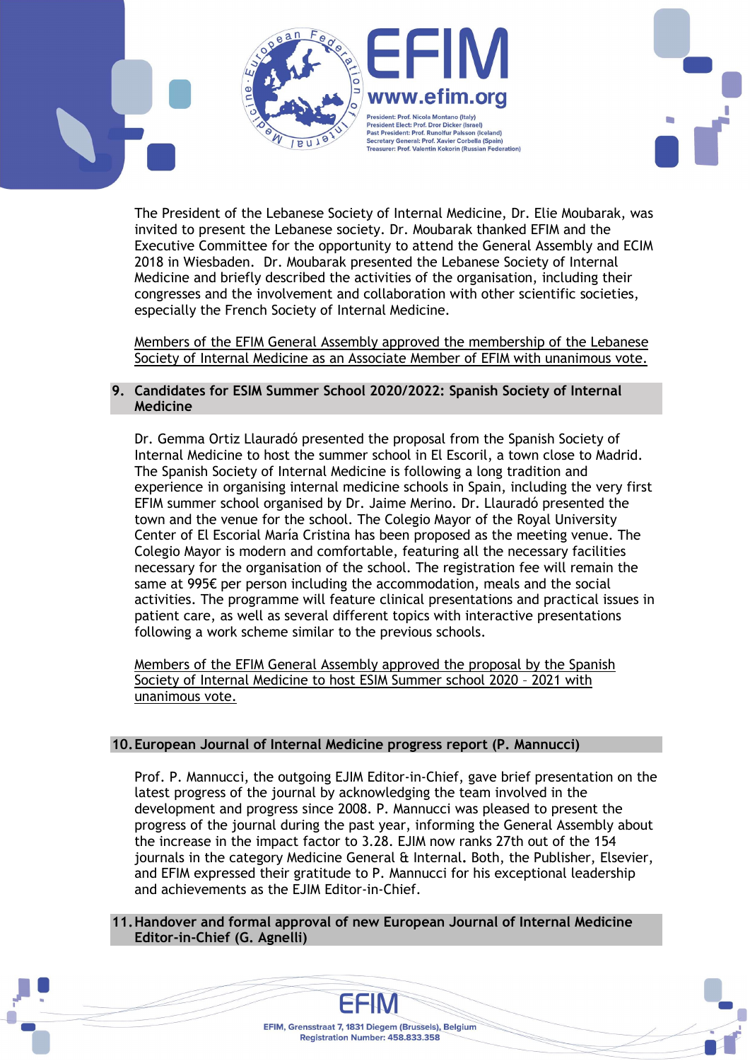The President of the Lebanese Society of Internal Medicine, Dr. Elie Moubarak, was invited to present the Lebanese society. Dr. Moubarak thanked EFIM and the Executive Committee for the opportunity to attend the General Assembly and ECIM 2018 in Wiesbaden. Dr. Moubarak presented the Lebanese Society of Internal Medicine and briefly described the activities of the organisation, including their congresses and the involvement and collaboration with other scientific societies, especially the French Society of Internal Medicine.

<u>Members of the EFIM General Assembly approved the membership of the Lebanese Society of Internal Medicine as an Associate Member of EFIM with unanimous vote.</u>

## 9. Candidates for ESIM Summer School 2020/2022: Spanish Society of Internal Medicine

Dr. Gemma Ortiz Llauradó presented the proposal from the Spanish Society of Internal Medicine to host the summer school in El Escoril, a town close to Madrid. The Spanish Society of Internal Medicine is following a long tradition and experience in organising internal medicine schools in Spain, including the very first EFIM summer school organised by Dr. Jaime Merino. Dr. Llauradó presented the town and the venue for the school. The Colegio Mayor of the Royal University Center of El Escorial María Cristina has been proposed as the meeting venue. The Colegio Mayor is modern and comfortable, featuring all the necessary facilities necessary for the organisation of the school. The registration fee will remain the same at 995€ per person including the accommodation, meals and the social activities. The programme will feature clinical presentations and practical issues in patient care, as well as several different topics with interactive presentations following a work scheme similar to the previous schools.

<u>Members of the EFIM General Assembly approved the proposal by the Spanish Society of Internal Medicine to host ESIM Summer school 2020 – 2021 with unanimous vote.</u>

## 10. European Journal of Internal Medicine progress report (P. Mannucci)

Prof. P. Mannucci, the outgoing EJIM Editor-in-Chief, gave brief presentation on the latest progress of the journal by acknowledging the team involved in the development and progress since 2008. P. Mannucci was pleased to present the progress of the journal during the past year, informing the General Assembly about the increase in the impact factor to 3.28. EJIM now ranks 27th out of the 154 journals in the category Medicine General & Internal. Both, the Publisher, Elsevier, and EFIM expressed their gratitude to P. Mannucci for his exceptional leadership and achievements as the EJIM Editor-in-Chief.

## 11. Handover and formal approval of new European Journal of Internal Medicine Editor-in-Chief (G. Agnelli)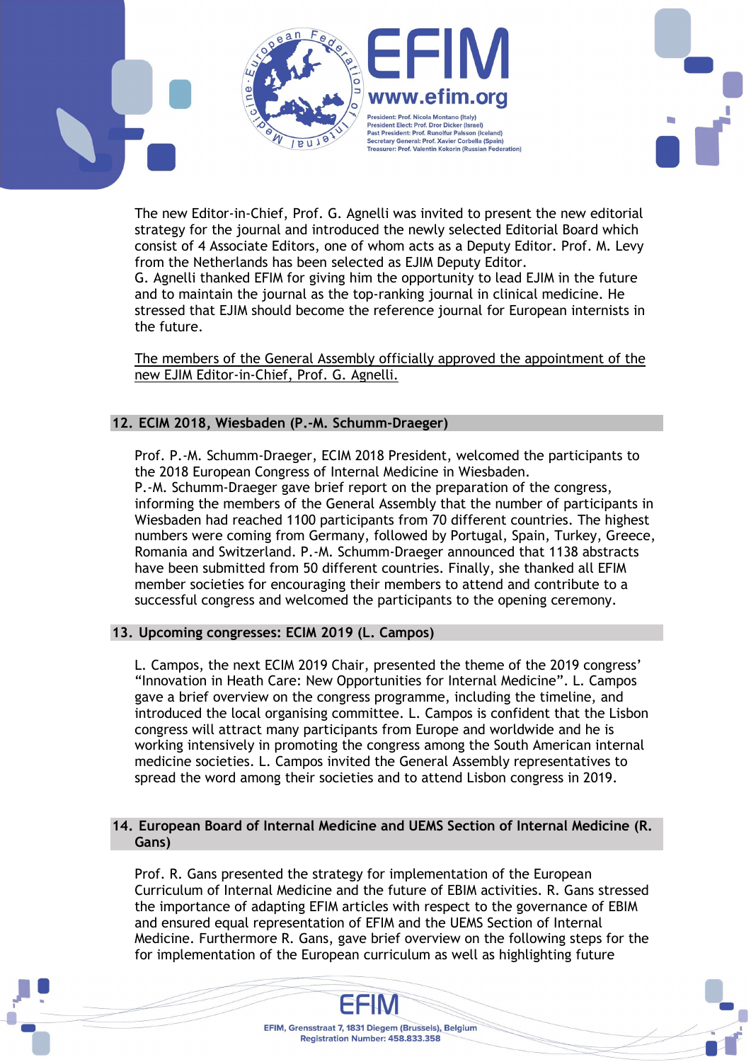The new Editor-in-Chief, Prof. G. Agnelli was invited to present the new editorial strategy for the journal and introduced the newly selected Editorial Board which consist of 4 Associate Editors, one of whom acts as a Deputy Editor. Prof. M. Levy from the Netherlands has been selected as EJIM Deputy Editor.
G. Agnelli thanked EFIM for giving him the opportunity to lead EJIM in the future and to maintain the journal as the top-ranking journal in clinical medicine. He stressed that EJIM should become the reference journal for European internists in the future.

<u>The members of the General Assembly officially approved the appointment of the new EJIM Editor-in-Chief, Prof. G. Agnelli.</u>

## 12. ECIM 2018, Wiesbaden (P.-M. Schumm-Draeger)

Prof. P.-M. Schumm-Draeger, ECIM 2018 President, welcomed the participants to the 2018 European Congress of Internal Medicine in Wiesbaden.
P.-M. Schumm-Draeger gave brief report on the preparation of the congress, informing the members of the General Assembly that the number of participants in Wiesbaden had reached 1100 participants from 70 different countries. The highest numbers were coming from Germany, followed by Portugal, Spain, Turkey, Greece, Romania and Switzerland. P.-M. Schumm-Draeger announced that 1138 abstracts have been submitted from 50 different countries. Finally, she thanked all EFIM member societies for encouraging their members to attend and contribute to a successful congress and welcomed the participants to the opening ceremony.

## 13. Upcoming congresses: ECIM 2019 (L. Campos)

L. Campos, the next ECIM 2019 Chair, presented the theme of the 2019 congress' "Innovation in Heath Care: New Opportunities for Internal Medicine". L. Campos gave a brief overview on the congress programme, including the timeline, and introduced the local organising committee. L. Campos is confident that the Lisbon congress will attract many participants from Europe and worldwide and he is working intensively in promoting the congress among the South American internal medicine societies. L. Campos invited the General Assembly representatives to spread the word among their societies and to attend Lisbon congress in 2019.

## 14. European Board of Internal Medicine and UEMS Section of Internal Medicine (R. Gans)

Prof. R. Gans presented the strategy for implementation of the European Curriculum of Internal Medicine and the future of EBIM activities. R. Gans stressed the importance of adapting EFIM articles with respect to the governance of EBIM and ensured equal representation of EFIM and the UEMS Section of Internal Medicine. Furthermore R. Gans, gave brief overview on the following steps for the for implementation of the European curriculum as well as highlighting future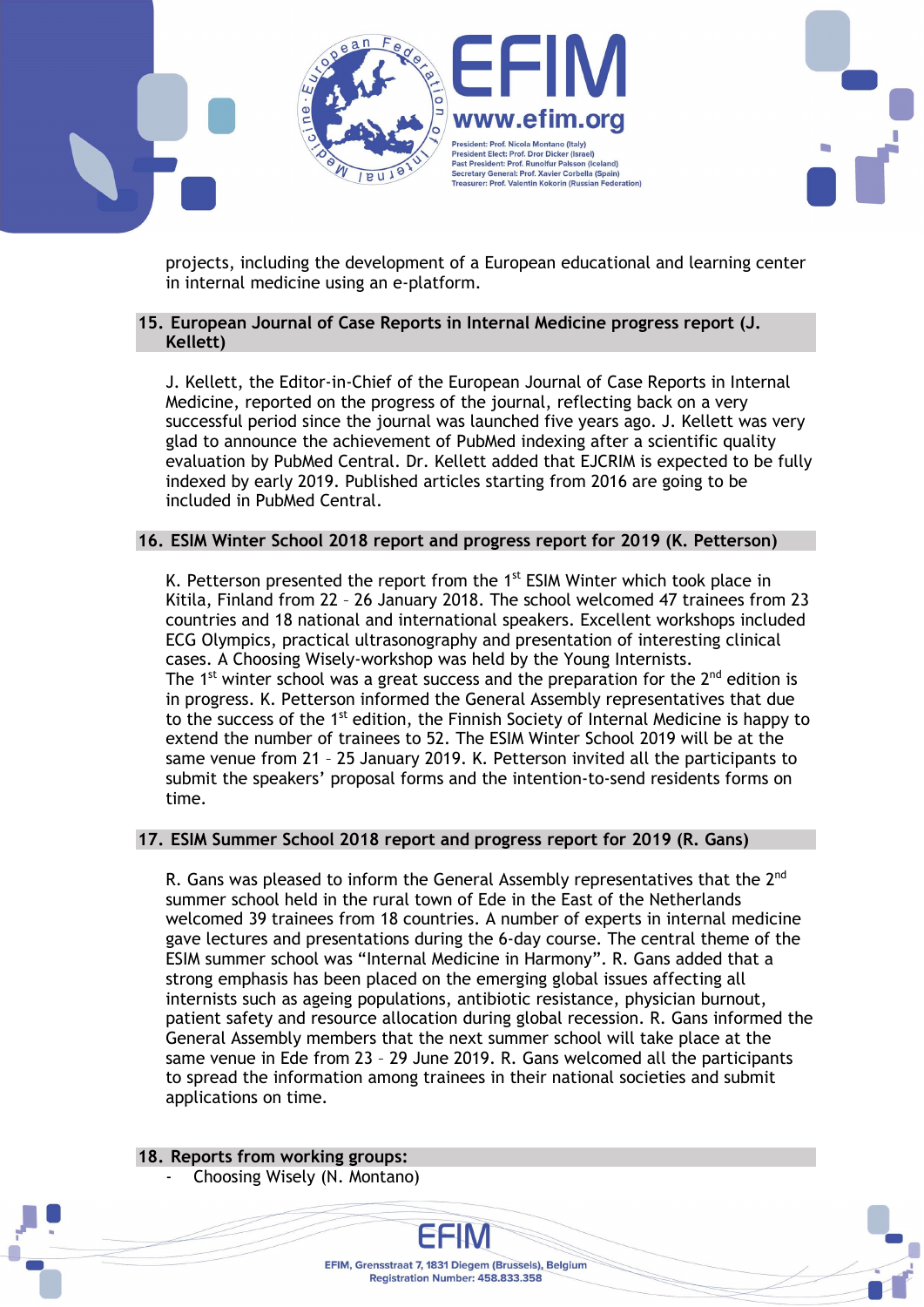projects, including the development of a European educational and learning center in internal medicine using an e-platform.

## 15. European Journal of Case Reports in Internal Medicine progress report (J. Kellett)

J. Kellett, the Editor-in-Chief of the European Journal of Case Reports in Internal Medicine, reported on the progress of the journal, reflecting back on a very successful period since the journal was launched five years ago. J. Kellett was very glad to announce the achievement of PubMed indexing after a scientific quality evaluation by PubMed Central. Dr. Kellett added that EJCRIM is expected to be fully indexed by early 2019. Published articles starting from 2016 are going to be included in PubMed Central.

## 16. ESIM Winter School 2018 report and progress report for 2019 (K. Petterson)

K. Petterson presented the report from the 1st ESIM Winter which took place in Kitila, Finland from 22 – 26 January 2018. The school welcomed 47 trainees from 23 countries and 18 national and international speakers. Excellent workshops included ECG Olympics, practical ultrasonography and presentation of interesting clinical cases. A Choosing Wisely-workshop was held by the Young Internists.
The 1st winter school was a great success and the preparation for the 2nd edition is in progress. K. Petterson informed the General Assembly representatives that due to the success of the 1st edition, the Finnish Society of Internal Medicine is happy to extend the number of trainees to 52. The ESIM Winter School 2019 will be at the same venue from 21 – 25 January 2019. K. Petterson invited all the participants to submit the speakers' proposal forms and the intention-to-send residents forms on time.

## 17. ESIM Summer School 2018 report and progress report for 2019 (R. Gans)

R. Gans was pleased to inform the General Assembly representatives that the 2nd summer school held in the rural town of Ede in the East of the Netherlands welcomed 39 trainees from 18 countries. A number of experts in internal medicine gave lectures and presentations during the 6-day course. The central theme of the ESIM summer school was "Internal Medicine in Harmony". R. Gans added that a strong emphasis has been placed on the emerging global issues affecting all internists such as ageing populations, antibiotic resistance, physician burnout, patient safety and resource allocation during global recession. R. Gans informed the General Assembly members that the next summer school will take place at the same venue in Ede from 23 – 29 June 2019. R. Gans welcomed all the participants to spread the information among trainees in their national societies and submit applications on time.

## 18. Reports from working groups:

- Choosing Wisely (N. Montano)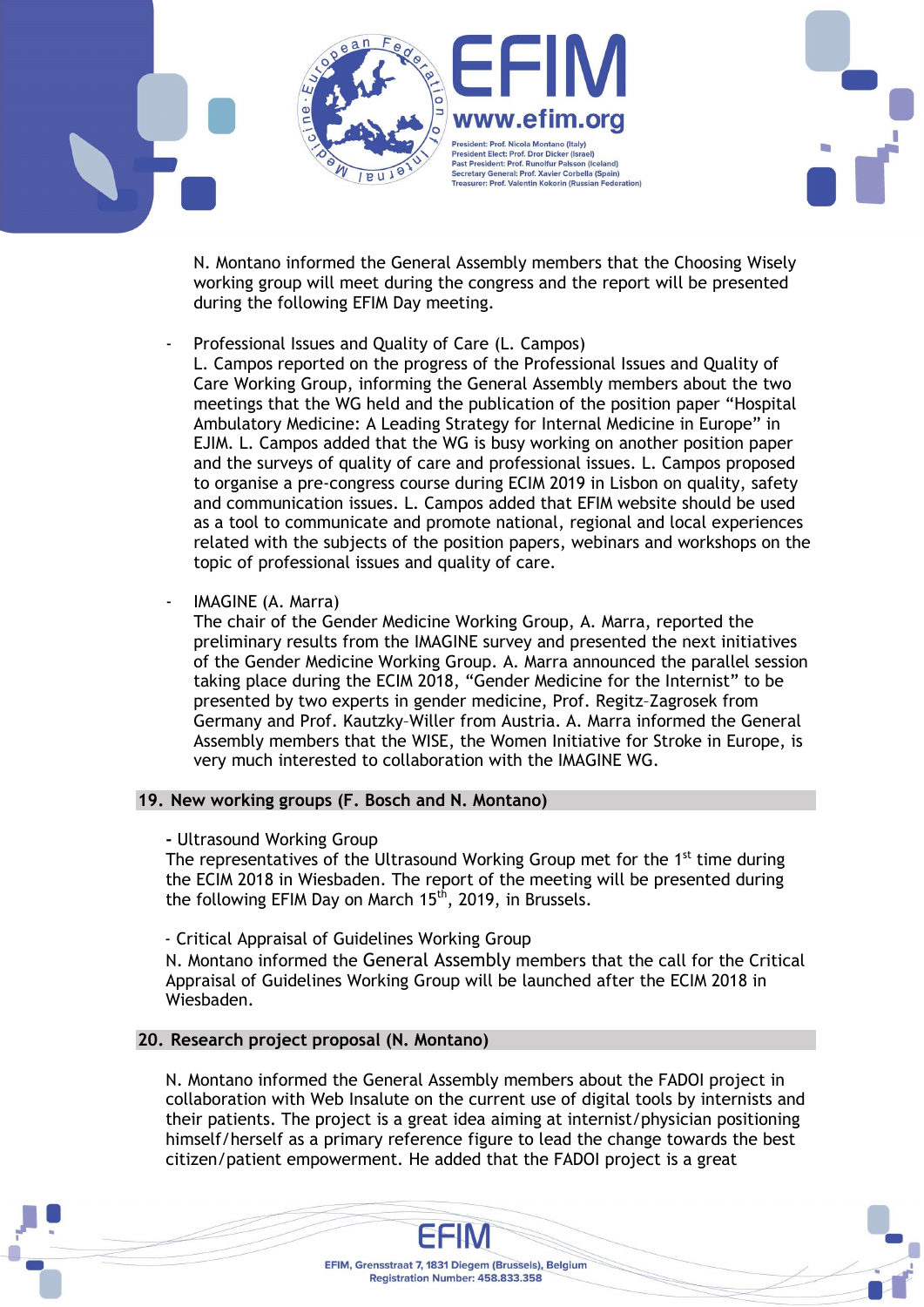N. Montano informed the General Assembly members that the Choosing Wisely working group will meet during the congress and the report will be presented during the following EFIM Day meeting.

- Professional Issues and Quality of Care (L. Campos)
  L. Campos reported on the progress of the Professional Issues and Quality of Care Working Group, informing the General Assembly members about the two meetings that the WG held and the publication of the position paper "Hospital Ambulatory Medicine: A Leading Strategy for Internal Medicine in Europe" in EJIM. L. Campos added that the WG is busy working on another position paper and the surveys of quality of care and professional issues. L. Campos proposed to organise a pre-congress course during ECIM 2019 in Lisbon on quality, safety and communication issues. L. Campos added that EFIM website should be used as a tool to communicate and promote national, regional and local experiences related with the subjects of the position papers, webinars and workshops on the topic of professional issues and quality of care.

- IMAGINE (A. Marra)
  The chair of the Gender Medicine Working Group, A. Marra, reported the preliminary results from the IMAGINE survey and presented the next initiatives of the Gender Medicine Working Group. A. Marra announced the parallel session taking place during the ECIM 2018, "Gender Medicine for the Internist" to be presented by two experts in gender medicine, Prof. Regitz-Zagrosek from Germany and Prof. Kautzky-Willer from Austria. A. Marra informed the General Assembly members that the WISE, the Women Initiative for Stroke in Europe, is very much interested to collaboration with the IMAGINE WG.

## 19. New working groups (F. Bosch and N. Montano)

**-** Ultrasound Working Group
The representatives of the Ultrasound Working Group met for the 1st time during the ECIM 2018 in Wiesbaden. The report of the meeting will be presented during the following EFIM Day on March 15th, 2019, in Brussels.

- Critical Appraisal of Guidelines Working Group
N. Montano informed the General Assembly members that the call for the Critical Appraisal of Guidelines Working Group will be launched after the ECIM 2018 in Wiesbaden.

## 20. Research project proposal (N. Montano)

N. Montano informed the General Assembly members about the FADOI project in collaboration with Web Insalute on the current use of digital tools by internists and their patients. The project is a great idea aiming at internist/physician positioning himself/herself as a primary reference figure to lead the change towards the best citizen/patient empowerment. He added that the FADOI project is a great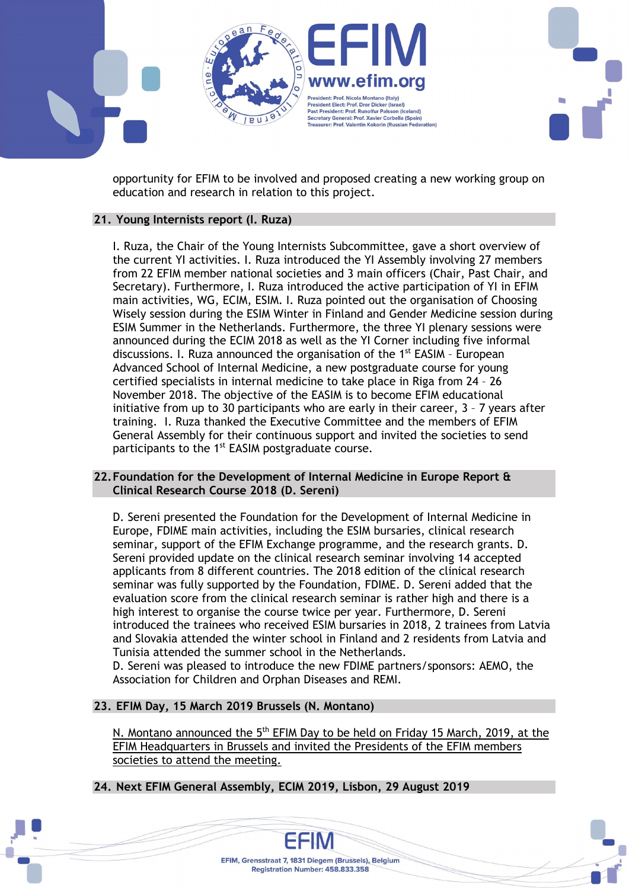opportunity for EFIM to be involved and proposed creating a new working group on education and research in relation to this project.

## 21. Young Internists report (I. Ruza)

I. Ruza, the Chair of the Young Internists Subcommittee, gave a short overview of the current YI activities. I. Ruza introduced the YI Assembly involving 27 members from 22 EFIM member national societies and 3 main officers (Chair, Past Chair, and Secretary). Furthermore, I. Ruza introduced the active participation of YI in EFIM main activities, WG, ECIM, ESIM. I. Ruza pointed out the organisation of Choosing Wisely session during the ESIM Winter in Finland and Gender Medicine session during ESIM Summer in the Netherlands. Furthermore, the three YI plenary sessions were announced during the ECIM 2018 as well as the YI Corner including five informal discussions. I. Ruza announced the organisation of the 1st EASIM – European Advanced School of Internal Medicine, a new postgraduate course for young certified specialists in internal medicine to take place in Riga from 24 – 26 November 2018. The objective of the EASIM is to become EFIM educational initiative from up to 30 participants who are early in their career, 3 – 7 years after training. I. Ruza thanked the Executive Committee and the members of EFIM General Assembly for their continuous support and invited the societies to send participants to the 1st EASIM postgraduate course.

## 22. Foundation for the Development of Internal Medicine in Europe Report & Clinical Research Course 2018 (D. Sereni)

D. Sereni presented the Foundation for the Development of Internal Medicine in Europe, FDIME main activities, including the ESIM bursaries, clinical research seminar, support of the EFIM Exchange programme, and the research grants. D. Sereni provided update on the clinical research seminar involving 14 accepted applicants from 8 different countries. The 2018 edition of the clinical research seminar was fully supported by the Foundation, FDIME. D. Sereni added that the evaluation score from the clinical research seminar is rather high and there is a high interest to organise the course twice per year. Furthermore, D. Sereni introduced the trainees who received ESIM bursaries in 2018, 2 trainees from Latvia and Slovakia attended the winter school in Finland and 2 residents from Latvia and Tunisia attended the summer school in the Netherlands.
D. Sereni was pleased to introduce the new FDIME partners/sponsors: AEMO, the Association for Children and Orphan Diseases and REMI.

## 23. EFIM Day, 15 March 2019 Brussels (N. Montano)

N. Montano announced the 5th EFIM Day to be held on Friday 15 March, 2019, at the EFIM Headquarters in Brussels and invited the Presidents of the EFIM members societies to attend the meeting.

## 24. Next EFIM General Assembly, ECIM 2019, Lisbon, 29 August 2019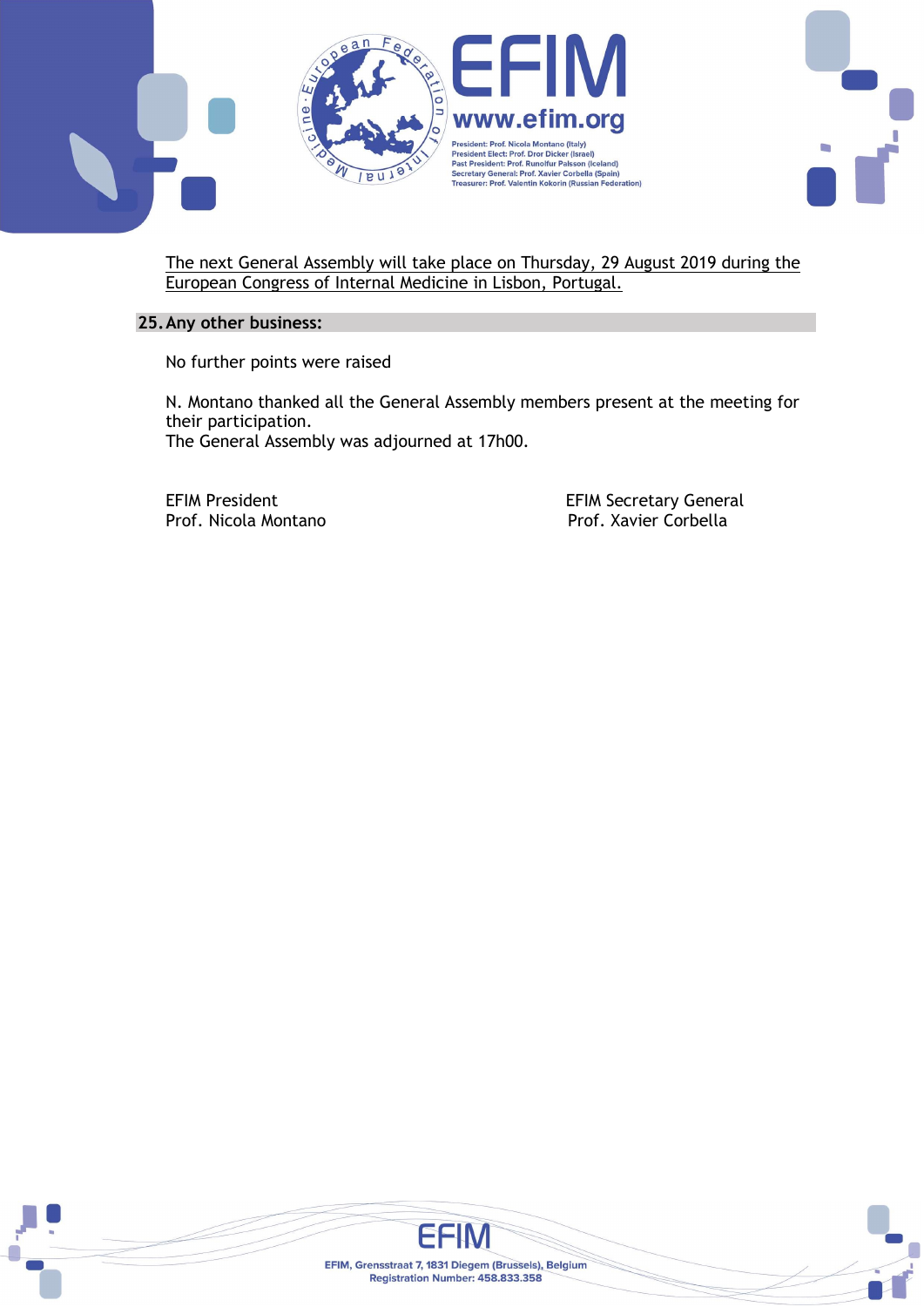<u>The next General Assembly will take place on Thursday, 29 August 2019 during the European Congress of Internal Medicine in Lisbon, Portugal.</u>

## 25. Any other business:

No further points were raised

N. Montano thanked all the General Assembly members present at the meeting for their participation.
The General Assembly was adjourned at 17h00.

EFIM President
Prof. Nicola Montano

EFIM Secretary General
Prof. Xavier Corbella